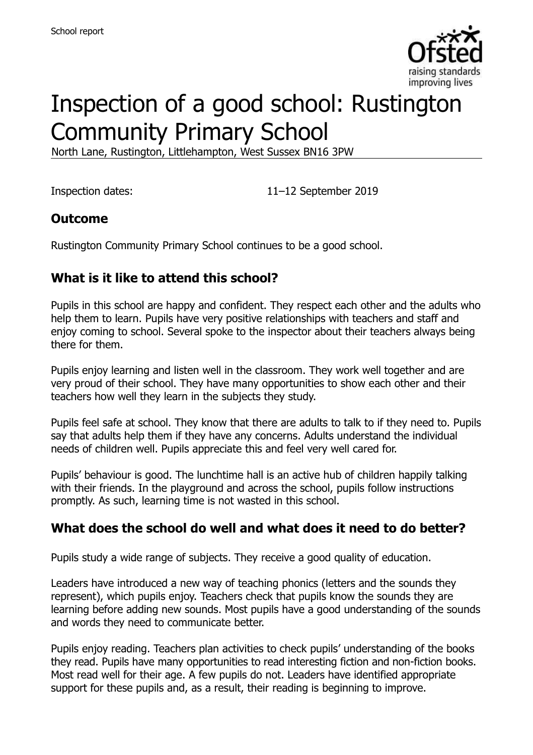School report

# Inspection of a good school: Rustington Community Primary School

North Lane, Rustington, Littlehampton, West Sussex BN16 3PW

Inspection dates: 11–12 September 2019

## Outcome

Rustington Community Primary School continues to be a good school.

## What is it like to attend this school?

Pupils in this school are happy and confident. They respect each other and the adults who help them to learn. Pupils have very positive relationships with teachers and staff and enjoy coming to school. Several spoke to the inspector about their teachers always being there for them.

Pupils enjoy learning and listen well in the classroom. They work well together and are very proud of their school. They have many opportunities to show each other and their teachers how well they learn in the subjects they study.

Pupils feel safe at school. They know that there are adults to talk to if they need to. Pupils say that adults help them if they have any concerns. Adults understand the individual needs of children well. Pupils appreciate this and feel very well cared for.

Pupils' behaviour is good. The lunchtime hall is an active hub of children happily talking with their friends. In the playground and across the school, pupils follow instructions promptly. As such, learning time is not wasted in this school.

## What does the school do well and what does it need to do better?

Pupils study a wide range of subjects. They receive a good quality of education.

Leaders have introduced a new way of teaching phonics (letters and the sounds they represent), which pupils enjoy. Teachers check that pupils know the sounds they are learning before adding new sounds. Most pupils have a good understanding of the sounds and words they need to communicate better.

Pupils enjoy reading. Teachers plan activities to check pupils' understanding of the books they read. Pupils have many opportunities to read interesting fiction and non-fiction books. Most read well for their age. A few pupils do not. Leaders have identified appropriate support for these pupils and, as a result, their reading is beginning to improve.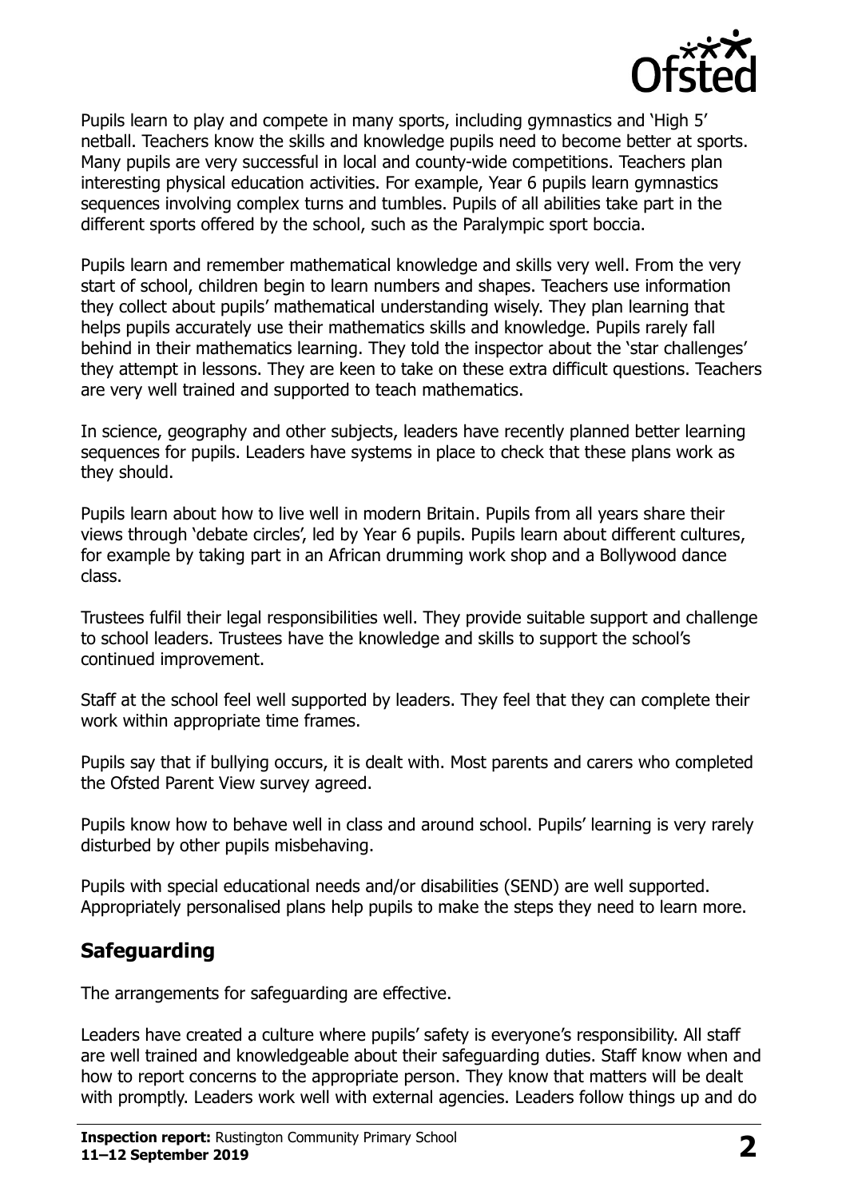Pupils learn to play and compete in many sports, including gymnastics and 'High 5' netball. Teachers know the skills and knowledge pupils need to become better at sports. Many pupils are very successful in local and county-wide competitions. Teachers plan interesting physical education activities. For example, Year 6 pupils learn gymnastics sequences involving complex turns and tumbles. Pupils of all abilities take part in the different sports offered by the school, such as the Paralympic sport boccia.

Pupils learn and remember mathematical knowledge and skills very well. From the very start of school, children begin to learn numbers and shapes. Teachers use information they collect about pupils' mathematical understanding wisely. They plan learning that helps pupils accurately use their mathematics skills and knowledge. Pupils rarely fall behind in their mathematics learning. They told the inspector about the 'star challenges' they attempt in lessons. They are keen to take on these extra difficult questions. Teachers are very well trained and supported to teach mathematics.

In science, geography and other subjects, leaders have recently planned better learning sequences for pupils. Leaders have systems in place to check that these plans work as they should.

Pupils learn about how to live well in modern Britain. Pupils from all years share their views through 'debate circles', led by Year 6 pupils. Pupils learn about different cultures, for example by taking part in an African drumming work shop and a Bollywood dance class.

Trustees fulfil their legal responsibilities well. They provide suitable support and challenge to school leaders. Trustees have the knowledge and skills to support the school's continued improvement.

Staff at the school feel well supported by leaders. They feel that they can complete their work within appropriate time frames.

Pupils say that if bullying occurs, it is dealt with. Most parents and carers who completed the Ofsted Parent View survey agreed.

Pupils know how to behave well in class and around school. Pupils' learning is very rarely disturbed by other pupils misbehaving.

Pupils with special educational needs and/or disabilities (SEND) are well supported. Appropriately personalised plans help pupils to make the steps they need to learn more.

## Safeguarding

The arrangements for safeguarding are effective.

Leaders have created a culture where pupils' safety is everyone's responsibility. All staff are well trained and knowledgeable about their safeguarding duties. Staff know when and how to report concerns to the appropriate person. They know that matters will be dealt with promptly. Leaders work well with external agencies. Leaders follow things up and do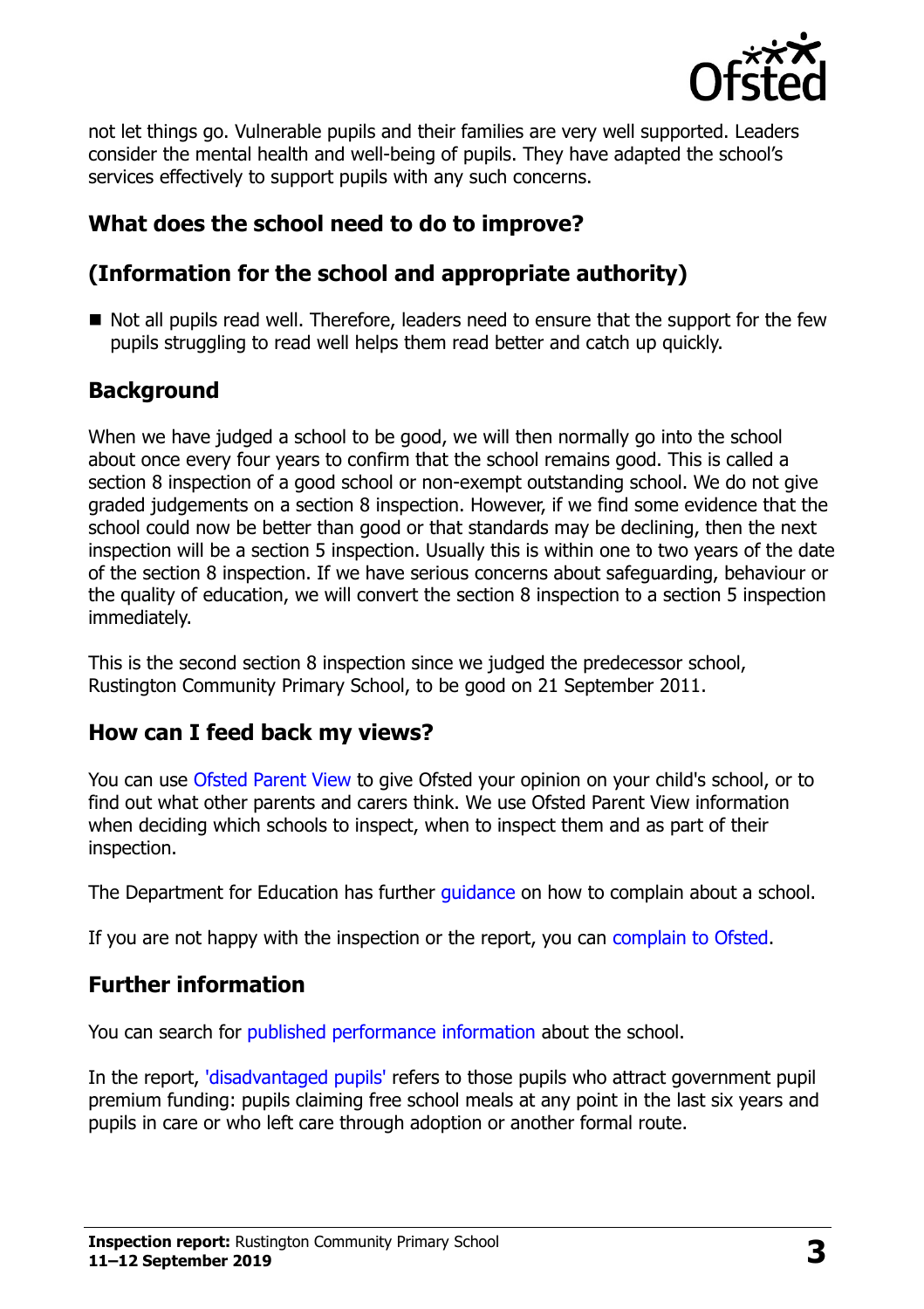not let things go. Vulnerable pupils and their families are very well supported. Leaders consider the mental health and well-being of pupils. They have adapted the school's services effectively to support pupils with any such concerns.

## What does the school need to do to improve?

## (Information for the school and appropriate authority)

- Not all pupils read well. Therefore, leaders need to ensure that the support for the few pupils struggling to read well helps them read better and catch up quickly.

## Background

When we have judged a school to be good, we will then normally go into the school about once every four years to confirm that the school remains good. This is called a section 8 inspection of a good school or non-exempt outstanding school. We do not give graded judgements on a section 8 inspection. However, if we find some evidence that the school could now be better than good or that standards may be declining, then the next inspection will be a section 5 inspection. Usually this is within one to two years of the date of the section 8 inspection. If we have serious concerns about safeguarding, behaviour or the quality of education, we will convert the section 8 inspection to a section 5 inspection immediately.

This is the second section 8 inspection since we judged the predecessor school, Rustington Community Primary School, to be good on 21 September 2011.

## How can I feed back my views?

You can use Ofsted Parent View to give Ofsted your opinion on your child's school, or to find out what other parents and carers think. We use Ofsted Parent View information when deciding which schools to inspect, when to inspect them and as part of their inspection.

The Department for Education has further guidance on how to complain about a school.

If you are not happy with the inspection or the report, you can complain to Ofsted.

## Further information

You can search for published performance information about the school.

In the report, 'disadvantaged pupils' refers to those pupils who attract government pupil premium funding: pupils claiming free school meals at any point in the last six years and pupils in care or who left care through adoption or another formal route.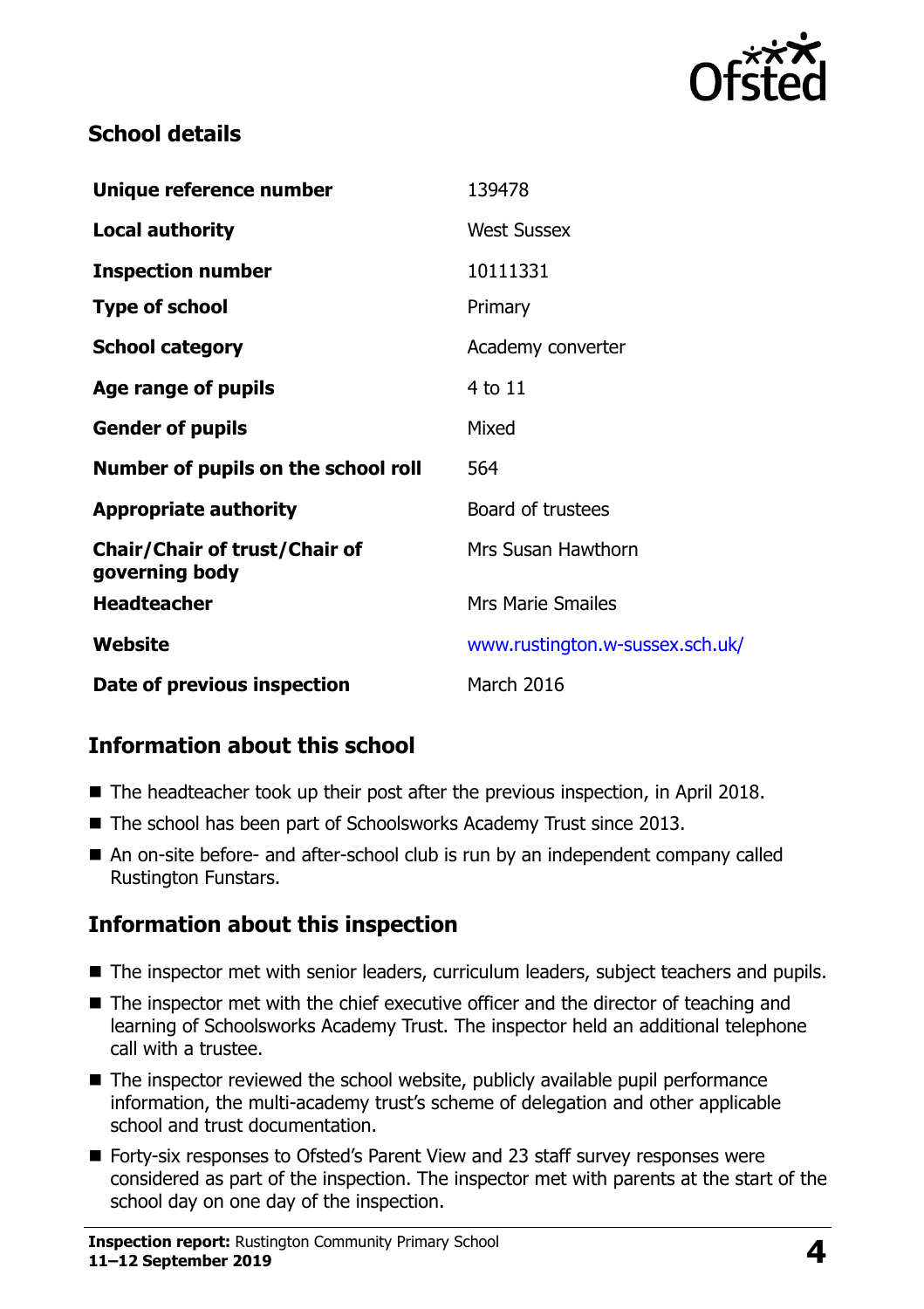## School details

| | |
|---|---|
| **Unique reference number** | 139478 |
| **Local authority** | West Sussex |
| **Inspection number** | 10111331 |
| **Type of school** | Primary |
| **School category** | Academy converter |
| **Age range of pupils** | 4 to 11 |
| **Gender of pupils** | Mixed |
| **Number of pupils on the school roll** | 564 |
| **Appropriate authority** | Board of trustees |
| **Chair/Chair of trust/Chair of governing body** | Mrs Susan Hawthorn |
| **Headteacher** | Mrs Marie Smailes |
| **Website** | www.rustington.w-sussex.sch.uk/ |
| **Date of previous inspection** | March 2016 |

## Information about this school

- The headteacher took up their post after the previous inspection, in April 2018.
- The school has been part of Schoolsworks Academy Trust since 2013.
- An on-site before- and after-school club is run by an independent company called Rustington Funstars.

## Information about this inspection

- The inspector met with senior leaders, curriculum leaders, subject teachers and pupils.
- The inspector met with the chief executive officer and the director of teaching and learning of Schoolsworks Academy Trust. The inspector held an additional telephone call with a trustee.
- The inspector reviewed the school website, publicly available pupil performance information, the multi-academy trust's scheme of delegation and other applicable school and trust documentation.
- Forty-six responses to Ofsted's Parent View and 23 staff survey responses were considered as part of the inspection. The inspector met with parents at the start of the school day on one day of the inspection.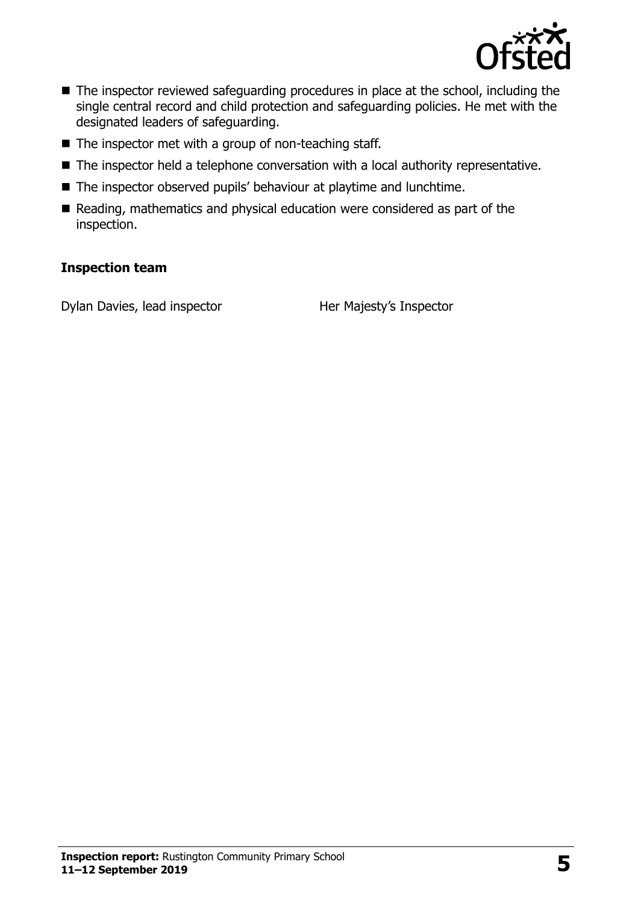- The inspector reviewed safeguarding procedures in place at the school, including the single central record and child protection and safeguarding policies. He met with the designated leaders of safeguarding.
- The inspector met with a group of non-teaching staff.
- The inspector held a telephone conversation with a local authority representative.
- The inspector observed pupils' behaviour at playtime and lunchtime.
- Reading, mathematics and physical education were considered as part of the inspection.

**Inspection team**

| | |
|---|---|
| Dylan Davies, lead inspector | Her Majesty's Inspector |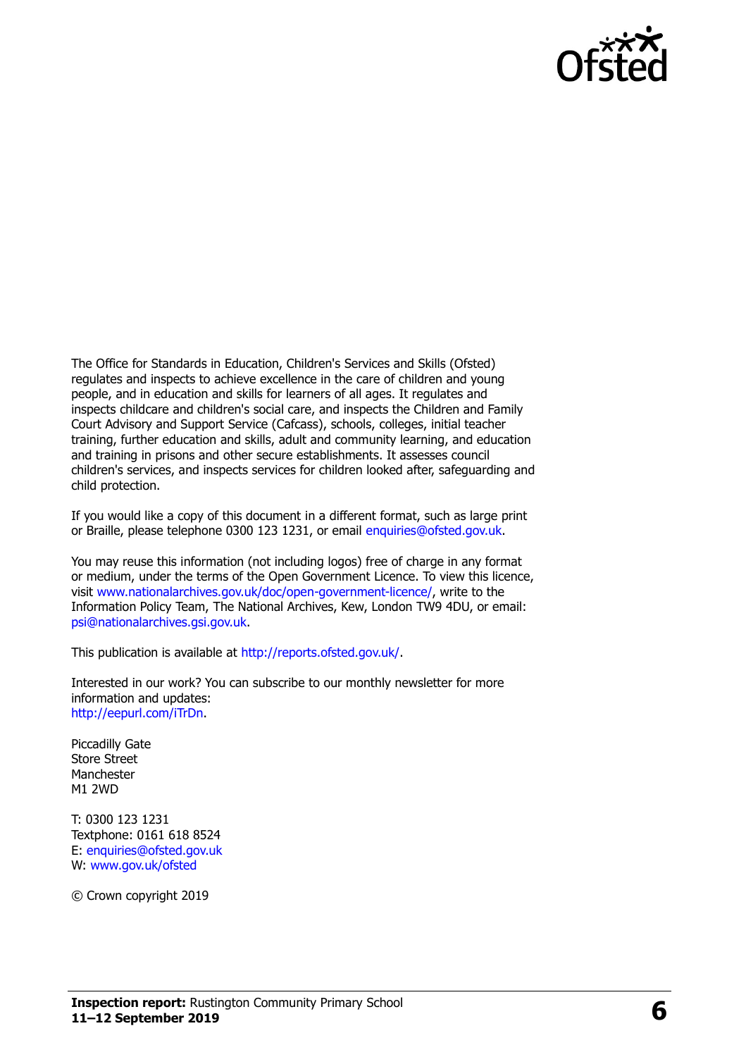The Office for Standards in Education, Children's Services and Skills (Ofsted) regulates and inspects to achieve excellence in the care of children and young people, and in education and skills for learners of all ages. It regulates and inspects childcare and children's social care, and inspects the Children and Family Court Advisory and Support Service (Cafcass), schools, colleges, initial teacher training, further education and skills, adult and community learning, and education and training in prisons and other secure establishments. It assesses council children's services, and inspects services for children looked after, safeguarding and child protection.

If you would like a copy of this document in a different format, such as large print or Braille, please telephone 0300 123 1231, or email enquiries@ofsted.gov.uk.

You may reuse this information (not including logos) free of charge in any format or medium, under the terms of the Open Government Licence. To view this licence, visit www.nationalarchives.gov.uk/doc/open-government-licence/, write to the Information Policy Team, The National Archives, Kew, London TW9 4DU, or email: psi@nationalarchives.gsi.gov.uk.

This publication is available at http://reports.ofsted.gov.uk/.

Interested in our work? You can subscribe to our monthly newsletter for more information and updates:
http://eepurl.com/iTrDn.

Piccadilly Gate
Store Street
Manchester
M1 2WD

T: 0300 123 1231
Textphone: 0161 618 8524
E: enquiries@ofsted.gov.uk
W: www.gov.uk/ofsted

© Crown copyright 2019